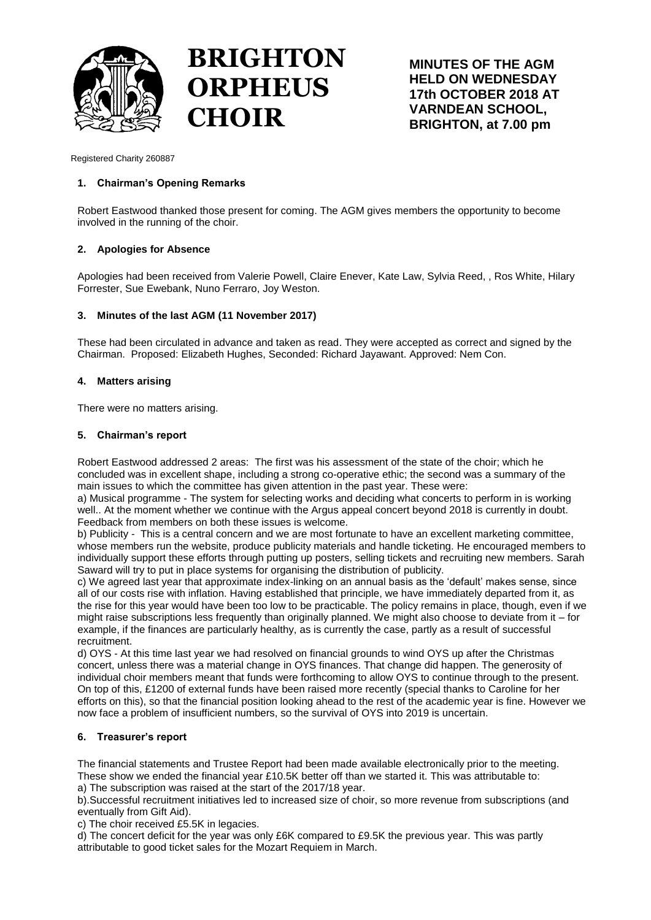# BRIGHTON ORPHEUS CHOIR

**MINUTES OF THE AGM HELD ON WEDNESDAY 17th OCTOBER 2018 AT VARNDEAN SCHOOL, BRIGHTON, at 7.00 pm**

Registered Charity 260887

### 1. Chairman's Opening Remarks

Robert Eastwood thanked those present for coming. The AGM gives members the opportunity to become involved in the running of the choir.

### 2. Apologies for Absence

Apologies had been received from Valerie Powell, Claire Enever, Kate Law, Sylvia Reed, , Ros White, Hilary Forrester, Sue Ewebank, Nuno Ferraro, Joy Weston.

### 3. Minutes of the last AGM (11 November 2017)

These had been circulated in advance and taken as read. They were accepted as correct and signed by the Chairman. Proposed: Elizabeth Hughes, Seconded: Richard Jayawant. Approved: Nem Con.

### 4. Matters arising

There were no matters arising.

### 5. Chairman's report

Robert Eastwood addressed 2 areas: The first was his assessment of the state of the choir; which he concluded was in excellent shape, including a strong co-operative ethic; the second was a summary of the main issues to which the committee has given attention in the past year. These were:

a) Musical programme - The system for selecting works and deciding what concerts to perform in is working well.. At the moment whether we continue with the Argus appeal concert beyond 2018 is currently in doubt. Feedback from members on both these issues is welcome.

b) Publicity - This is a central concern and we are most fortunate to have an excellent marketing committee, whose members run the website, produce publicity materials and handle ticketing. He encouraged members to individually support these efforts through putting up posters, selling tickets and recruiting new members. Sarah Saward will try to put in place systems for organising the distribution of publicity.

c) We agreed last year that approximate index-linking on an annual basis as the 'default' makes sense, since all of our costs rise with inflation. Having established that principle, we have immediately departed from it, as the rise for this year would have been too low to be practicable. The policy remains in place, though, even if we might raise subscriptions less frequently than originally planned. We might also choose to deviate from it – for example, if the finances are particularly healthy, as is currently the case, partly as a result of successful recruitment.

d) OYS - At this time last year we had resolved on financial grounds to wind OYS up after the Christmas concert, unless there was a material change in OYS finances. That change did happen. The generosity of individual choir members meant that funds were forthcoming to allow OYS to continue through to the present. On top of this, £1200 of external funds have been raised more recently (special thanks to Caroline for her efforts on this), so that the financial position looking ahead to the rest of the academic year is fine. However we now face a problem of insufficient numbers, so the survival of OYS into 2019 is uncertain.

### 6. Treasurer's report

The financial statements and Trustee Report had been made available electronically prior to the meeting. These show we ended the financial year £10.5K better off than we started it. This was attributable to:

a) The subscription was raised at the start of the 2017/18 year.

b).Successful recruitment initiatives led to increased size of choir, so more revenue from subscriptions (and eventually from Gift Aid).

c) The choir received £5.5K in legacies.

d) The concert deficit for the year was only £6K compared to £9.5K the previous year. This was partly attributable to good ticket sales for the Mozart Requiem in March.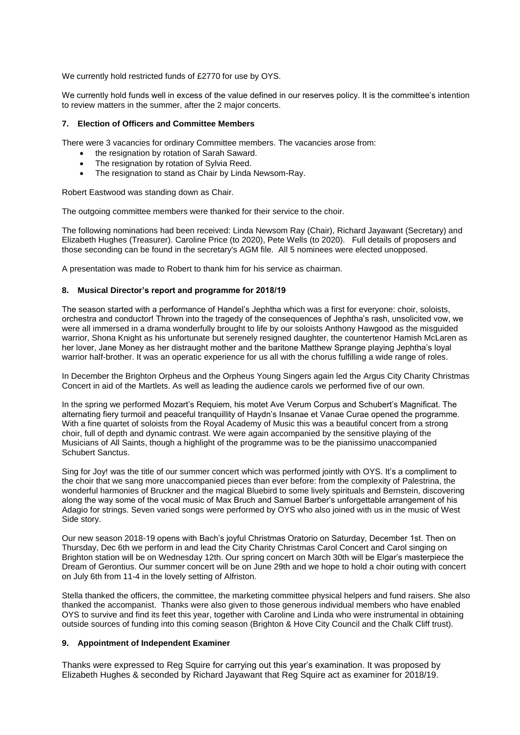We currently hold restricted funds of £2770 for use by OYS.

We currently hold funds well in excess of the value defined in our reserves policy. It is the committee's intention to review matters in the summer, after the 2 major concerts.

### 7. Election of Officers and Committee Members

There were 3 vacancies for ordinary Committee members. The vacancies arose from:

- the resignation by rotation of Sarah Saward.
- The resignation by rotation of Sylvia Reed.
- The resignation to stand as Chair by Linda Newsom-Ray.

Robert Eastwood was standing down as Chair.

The outgoing committee members were thanked for their service to the choir.

The following nominations had been received: Linda Newsom Ray (Chair), Richard Jayawant (Secretary) and Elizabeth Hughes (Treasurer). Caroline Price (to 2020), Pete Wells (to 2020). Full details of proposers and those seconding can be found in the secretary's AGM file. All 5 nominees were elected unopposed.

A presentation was made to Robert to thank him for his service as chairman.

### 8. Musical Director's report and programme for 2018/19

The season started with a performance of Handel's Jephtha which was a first for everyone: choir, soloists, orchestra and conductor! Thrown into the tragedy of the consequences of Jephtha's rash, unsolicited vow, we were all immersed in a drama wonderfully brought to life by our soloists Anthony Hawgood as the misguided warrior, Shona Knight as his unfortunate but serenely resigned daughter, the countertenor Hamish McLaren as her lover, Jane Money as her distraught mother and the baritone Matthew Sprange playing Jephtha's loyal warrior half-brother. It was an operatic experience for us all with the chorus fulfilling a wide range of roles.

In December the Brighton Orpheus and the Orpheus Young Singers again led the Argus City Charity Christmas Concert in aid of the Martlets. As well as leading the audience carols we performed five of our own.

In the spring we performed Mozart's Requiem, his motet Ave Verum Corpus and Schubert's Magnificat. The alternating fiery turmoil and peaceful tranquillity of Haydn's Insanae et Vanae Curae opened the programme. With a fine quartet of soloists from the Royal Academy of Music this was a beautiful concert from a strong choir, full of depth and dynamic contrast. We were again accompanied by the sensitive playing of the Musicians of All Saints, though a highlight of the programme was to be the pianissimo unaccompanied Schubert Sanctus.

Sing for Joy! was the title of our summer concert which was performed jointly with OYS. It's a compliment to the choir that we sang more unaccompanied pieces than ever before: from the complexity of Palestrina, the wonderful harmonies of Bruckner and the magical Bluebird to some lively spirituals and Bernstein, discovering along the way some of the vocal music of Max Bruch and Samuel Barber's unforgettable arrangement of his Adagio for strings. Seven varied songs were performed by OYS who also joined with us in the music of West Side story.

Our new season 2018-19 opens with Bach's joyful Christmas Oratorio on Saturday, December 1st. Then on Thursday, Dec 6th we perform in and lead the City Charity Christmas Carol Concert and Carol singing on Brighton station will be on Wednesday 12th. Our spring concert on March 30th will be Elgar's masterpiece the Dream of Gerontius. Our summer concert will be on June 29th and we hope to hold a choir outing with concert on July 6th from 11-4 in the lovely setting of Alfriston.

Stella thanked the officers, the committee, the marketing committee physical helpers and fund raisers. She also thanked the accompanist. Thanks were also given to those generous individual members who have enabled OYS to survive and find its feet this year, together with Caroline and Linda who were instrumental in obtaining outside sources of funding into this coming season (Brighton & Hove City Council and the Chalk Cliff trust).

### 9. Appointment of Independent Examiner

Thanks were expressed to Reg Squire for carrying out this year's examination. It was proposed by Elizabeth Hughes & seconded by Richard Jayawant that Reg Squire act as examiner for 2018/19.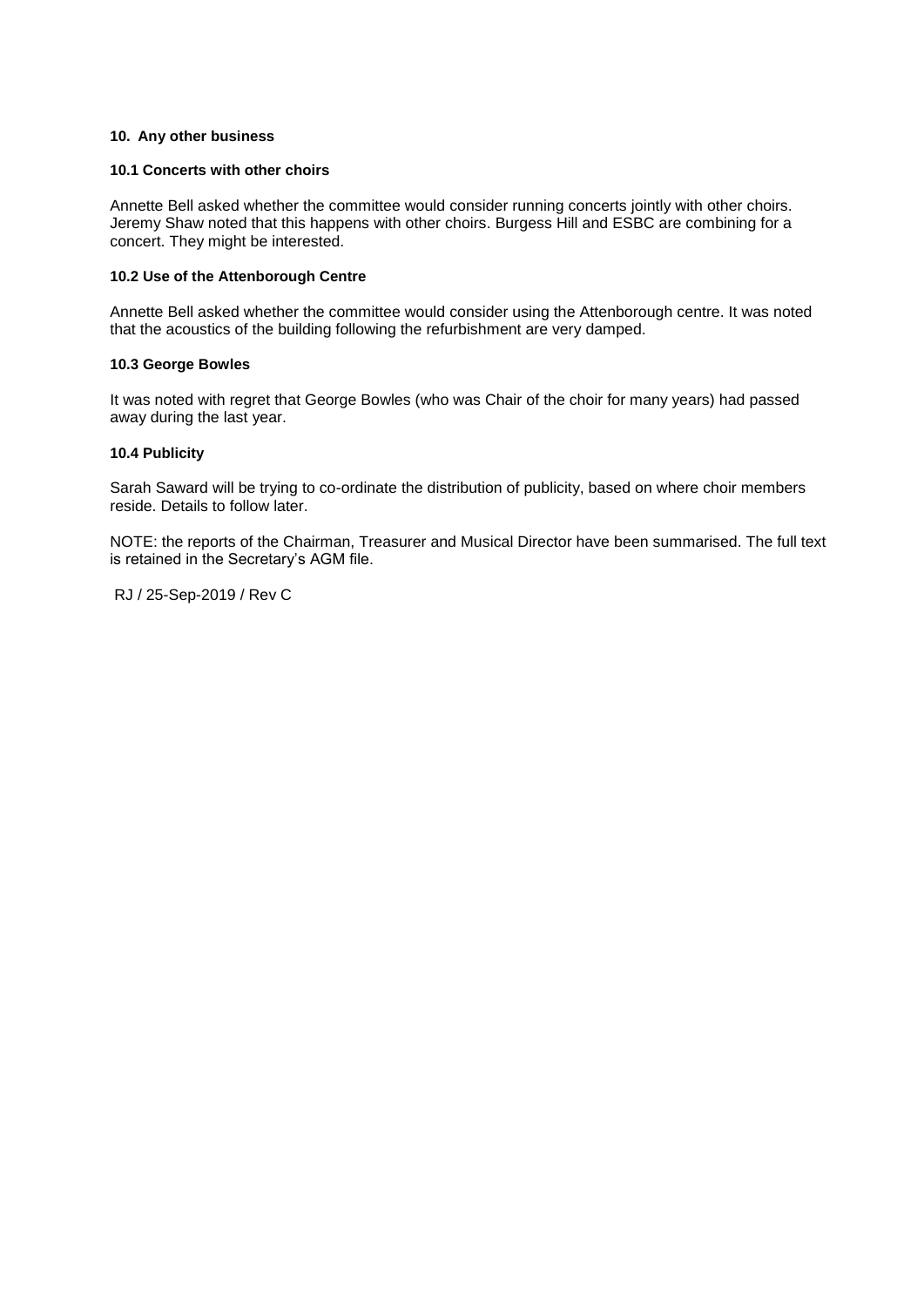## 10. Any other business

### 10.1 Concerts with other choirs

Annette Bell asked whether the committee would consider running concerts jointly with other choirs. Jeremy Shaw noted that this happens with other choirs. Burgess Hill and ESBC are combining for a concert. They might be interested.

### 10.2 Use of the Attenborough Centre

Annette Bell asked whether the committee would consider using the Attenborough centre. It was noted that the acoustics of the building following the refurbishment are very damped.

### 10.3 George Bowles

It was noted with regret that George Bowles (who was Chair of the choir for many years) had passed away during the last year.

### 10.4 Publicity

Sarah Saward will be trying to co-ordinate the distribution of publicity, based on where choir members reside. Details to follow later.

NOTE: the reports of the Chairman, Treasurer and Musical Director have been summarised. The full text is retained in the Secretary's AGM file.

RJ / 25-Sep-2019 / Rev C